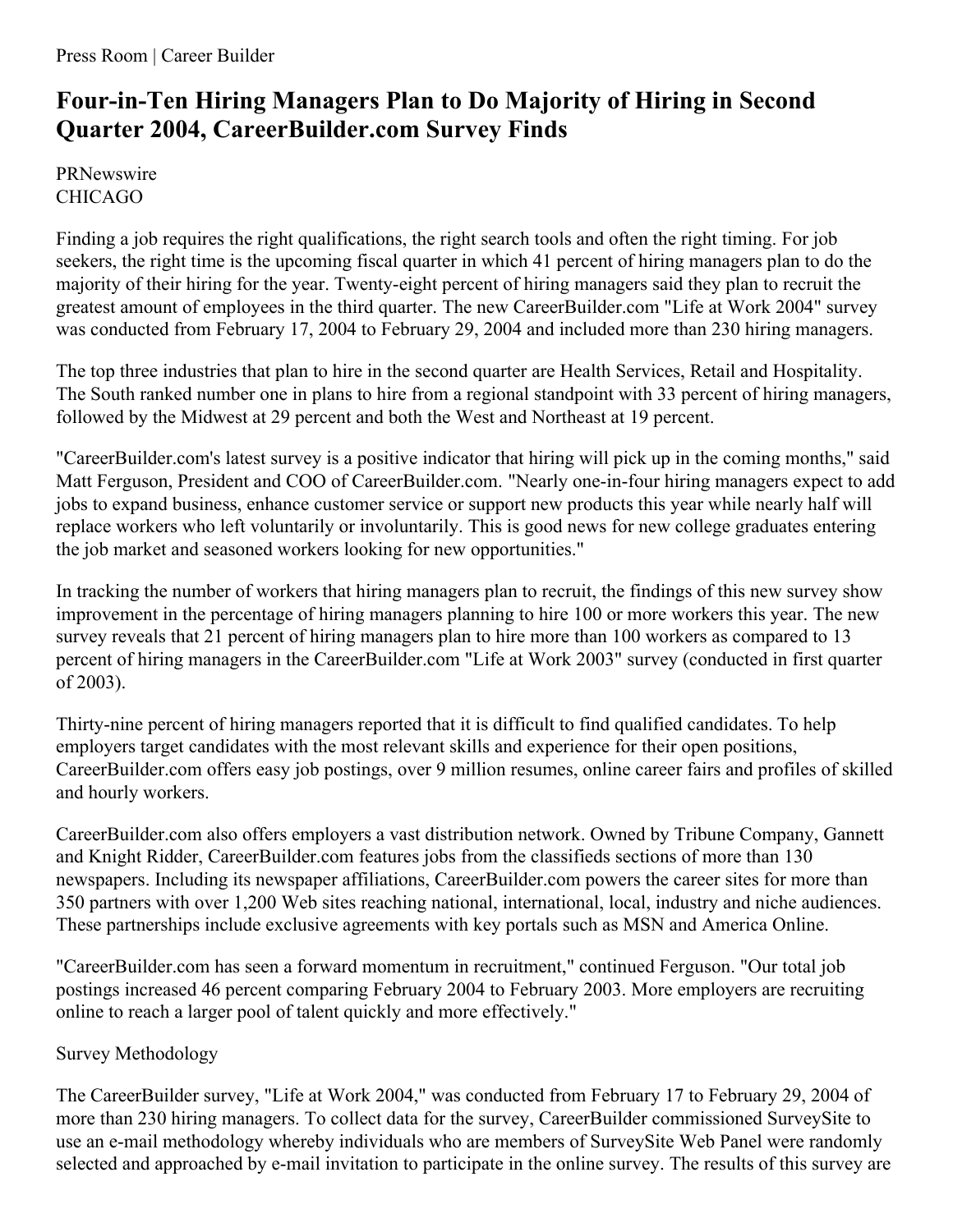Press Room | Career Builder

# Four-in-Ten Hiring Managers Plan to Do Majority of Hiring in Second Quarter 2004, CareerBuilder.com Survey Finds

PRNewswire
CHICAGO

Finding a job requires the right qualifications, the right search tools and often the right timing. For job seekers, the right time is the upcoming fiscal quarter in which 41 percent of hiring managers plan to do the majority of their hiring for the year. Twenty-eight percent of hiring managers said they plan to recruit the greatest amount of employees in the third quarter. The new CareerBuilder.com "Life at Work 2004" survey was conducted from February 17, 2004 to February 29, 2004 and included more than 230 hiring managers.

The top three industries that plan to hire in the second quarter are Health Services, Retail and Hospitality. The South ranked number one in plans to hire from a regional standpoint with 33 percent of hiring managers, followed by the Midwest at 29 percent and both the West and Northeast at 19 percent.

"CareerBuilder.com's latest survey is a positive indicator that hiring will pick up in the coming months," said Matt Ferguson, President and COO of CareerBuilder.com. "Nearly one-in-four hiring managers expect to add jobs to expand business, enhance customer service or support new products this year while nearly half will replace workers who left voluntarily or involuntarily. This is good news for new college graduates entering the job market and seasoned workers looking for new opportunities."

In tracking the number of workers that hiring managers plan to recruit, the findings of this new survey show improvement in the percentage of hiring managers planning to hire 100 or more workers this year. The new survey reveals that 21 percent of hiring managers plan to hire more than 100 workers as compared to 13 percent of hiring managers in the CareerBuilder.com "Life at Work 2003" survey (conducted in first quarter of 2003).

Thirty-nine percent of hiring managers reported that it is difficult to find qualified candidates. To help employers target candidates with the most relevant skills and experience for their open positions, CareerBuilder.com offers easy job postings, over 9 million resumes, online career fairs and profiles of skilled and hourly workers.

CareerBuilder.com also offers employers a vast distribution network. Owned by Tribune Company, Gannett and Knight Ridder, CareerBuilder.com features jobs from the classifieds sections of more than 130 newspapers. Including its newspaper affiliations, CareerBuilder.com powers the career sites for more than 350 partners with over 1,200 Web sites reaching national, international, local, industry and niche audiences. These partnerships include exclusive agreements with key portals such as MSN and America Online.

"CareerBuilder.com has seen a forward momentum in recruitment," continued Ferguson. "Our total job postings increased 46 percent comparing February 2004 to February 2003. More employers are recruiting online to reach a larger pool of talent quickly and more effectively."

Survey Methodology

The CareerBuilder survey, "Life at Work 2004," was conducted from February 17 to February 29, 2004 of more than 230 hiring managers. To collect data for the survey, CareerBuilder commissioned SurveySite to use an e-mail methodology whereby individuals who are members of SurveySite Web Panel were randomly selected and approached by e-mail invitation to participate in the online survey. The results of this survey are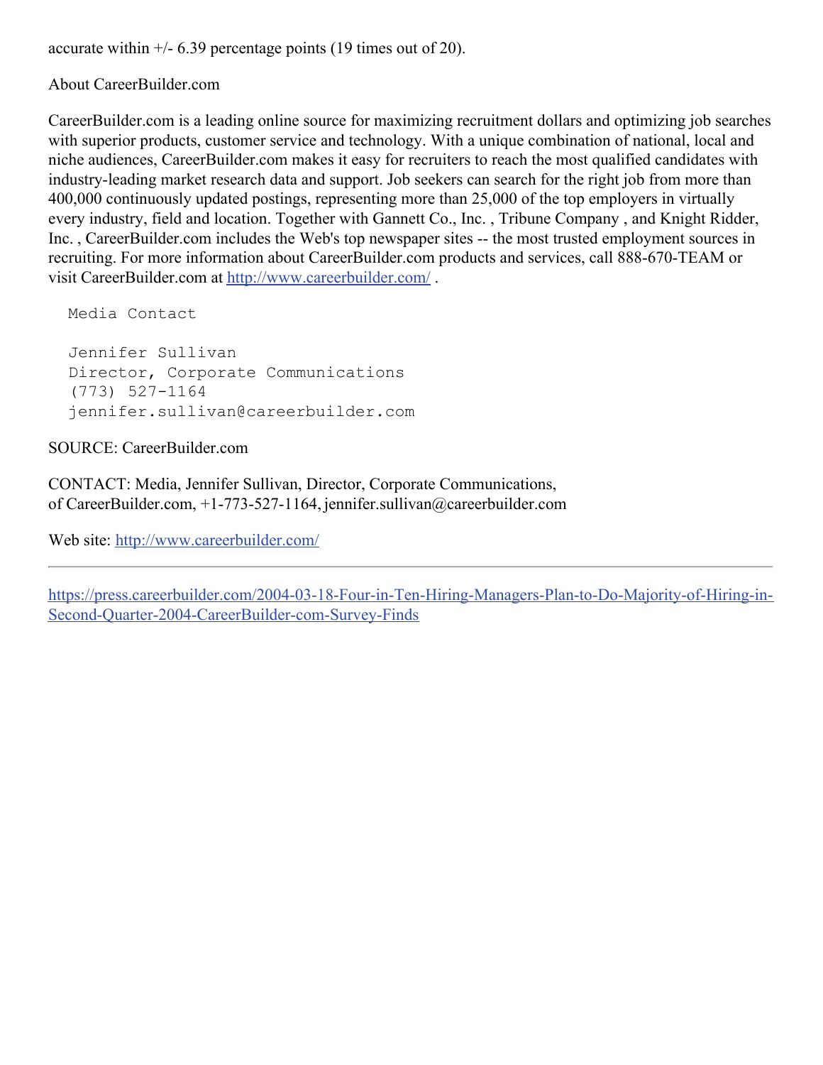accurate within +/- 6.39 percentage points (19 times out of 20).

About CareerBuilder.com

CareerBuilder.com is a leading online source for maximizing recruitment dollars and optimizing job searches with superior products, customer service and technology. With a unique combination of national, local and niche audiences, CareerBuilder.com makes it easy for recruiters to reach the most qualified candidates with industry-leading market research data and support. Job seekers can search for the right job from more than 400,000 continuously updated postings, representing more than 25,000 of the top employers in virtually every industry, field and location. Together with Gannett Co., Inc. , Tribune Company , and Knight Ridder, Inc. , CareerBuilder.com includes the Web's top newspaper sites -- the most trusted employment sources in recruiting. For more information about CareerBuilder.com products and services, call 888-670-TEAM or visit CareerBuilder.com at http://www.careerbuilder.com/ .

```
Media Contact

Jennifer Sullivan
Director, Corporate Communications
(773) 527-1164
jennifer.sullivan@careerbuilder.com
```

SOURCE: CareerBuilder.com

CONTACT: Media, Jennifer Sullivan, Director, Corporate Communications, of CareerBuilder.com, +1-773-527-1164, jennifer.sullivan@careerbuilder.com

Web site: http://www.careerbuilder.com/

---

https://press.careerbuilder.com/2004-03-18-Four-in-Ten-Hiring-Managers-Plan-to-Do-Majority-of-Hiring-in-Second-Quarter-2004-CareerBuilder-com-Survey-Finds